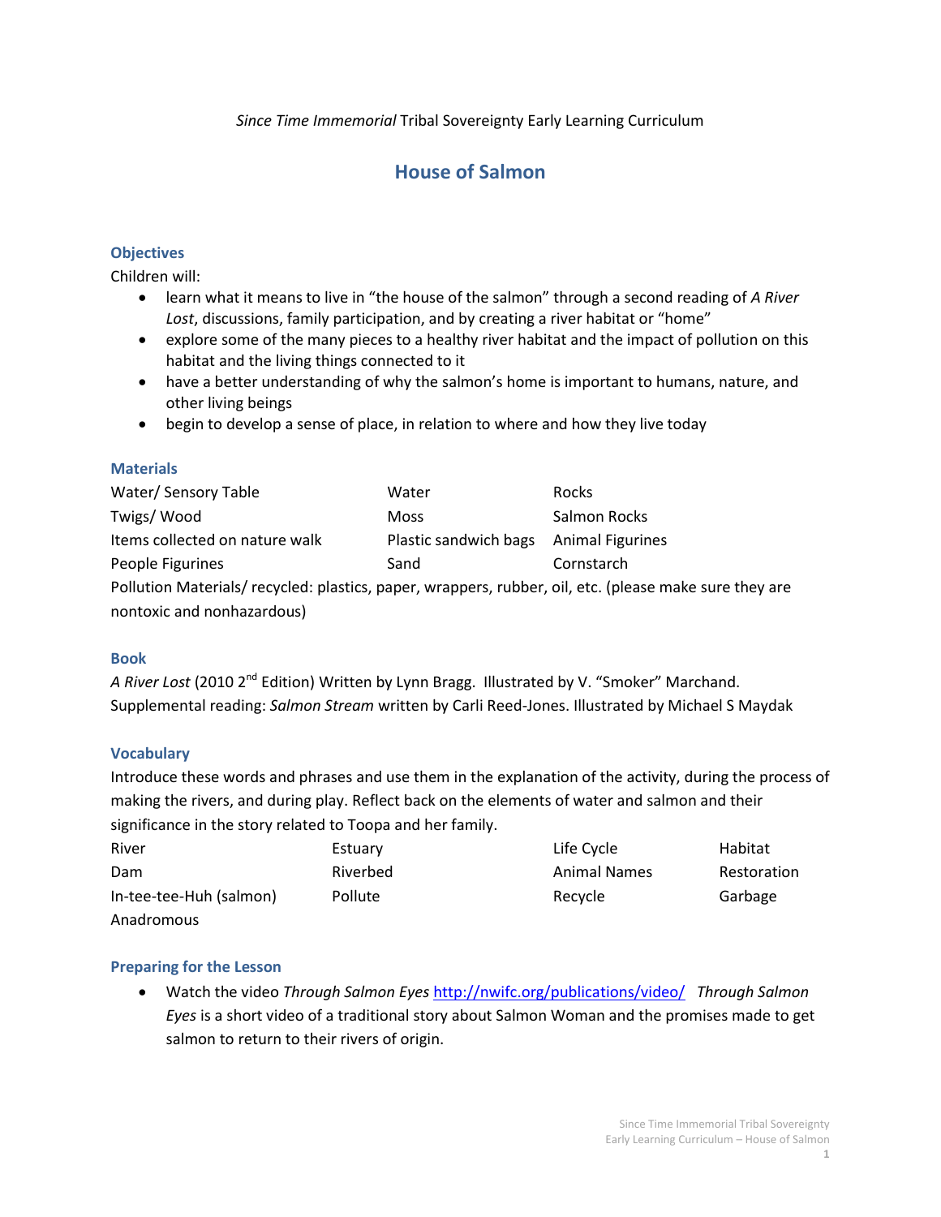*Since Time Immemorial* Tribal Sovereignty Early Learning Curriculum

# House of Salmon

## Objectives

Children will:

- learn what it means to live in "the house of the salmon" through a second reading of *A River Lost*, discussions, family participation, and by creating a river habitat or "home"
- explore some of the many pieces to a healthy river habitat and the impact of pollution on this habitat and the living things connected to it
- have a better understanding of why the salmon's home is important to humans, nature, and other living beings
- begin to develop a sense of place, in relation to where and how they live today

## Materials

| | | |
|---|---|---|
| Water/ Sensory Table | Water | Rocks |
| Twigs/ Wood | Moss | Salmon Rocks |
| Items collected on nature walk | Plastic sandwich bags | Animal Figurines |
| People Figurines | Sand | Cornstarch |

Pollution Materials/ recycled: plastics, paper, wrappers, rubber, oil, etc. (please make sure they are nontoxic and nonhazardous)

## Book

*A River Lost* (2010 2nd Edition) Written by Lynn Bragg. Illustrated by V. "Smoker" Marchand.
Supplemental reading: *Salmon Stream* written by Carli Reed-Jones. Illustrated by Michael S Maydak

## Vocabulary

Introduce these words and phrases and use them in the explanation of the activity, during the process of making the rivers, and during play. Reflect back on the elements of water and salmon and their significance in the story related to Toopa and her family.

| | | | |
|---|---|---|---|
| River | Estuary | Life Cycle | Habitat |
| Dam | Riverbed | Animal Names | Restoration |
| In-tee-tee-Huh (salmon) | Pollute | Recycle | Garbage |
| Anadromous | | | |

## Preparing for the Lesson

- Watch the video *Through Salmon Eyes* http://nwifc.org/publications/video/ *Through Salmon Eyes* is a short video of a traditional story about Salmon Woman and the promises made to get salmon to return to their rivers of origin.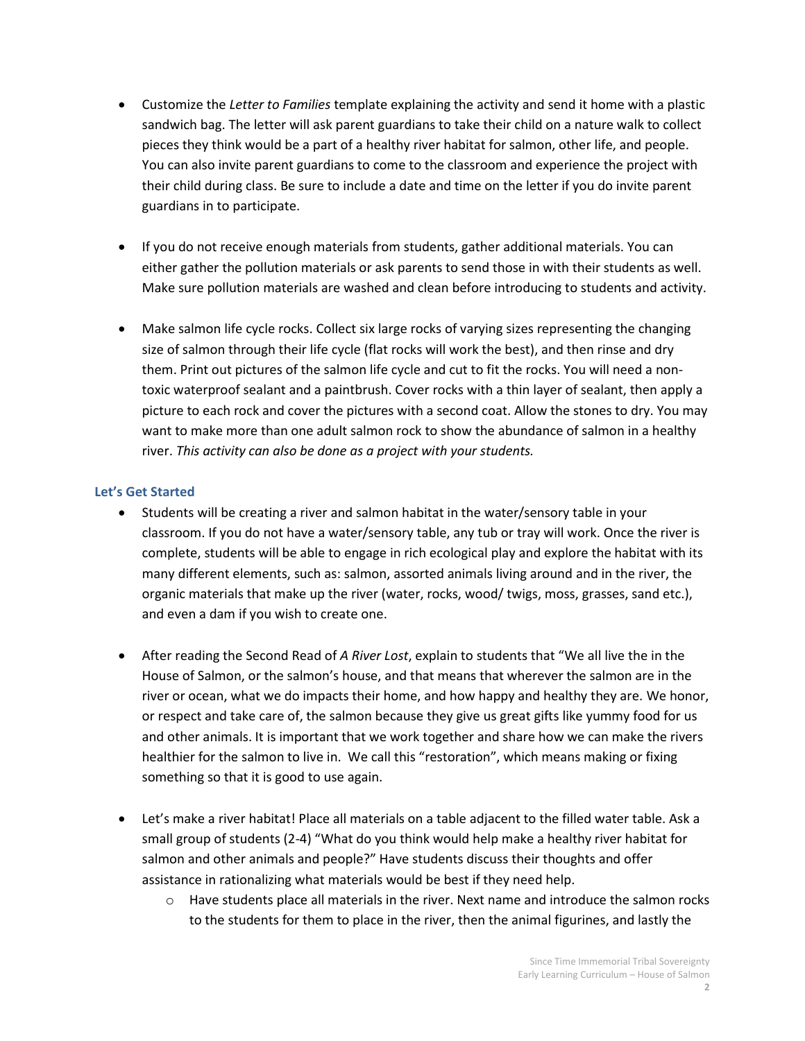- Customize the *Letter to Families* template explaining the activity and send it home with a plastic sandwich bag. The letter will ask parent guardians to take their child on a nature walk to collect pieces they think would be a part of a healthy river habitat for salmon, other life, and people. You can also invite parent guardians to come to the classroom and experience the project with their child during class. Be sure to include a date and time on the letter if you do invite parent guardians in to participate.

- If you do not receive enough materials from students, gather additional materials. You can either gather the pollution materials or ask parents to send those in with their students as well. Make sure pollution materials are washed and clean before introducing to students and activity.

- Make salmon life cycle rocks. Collect six large rocks of varying sizes representing the changing size of salmon through their life cycle (flat rocks will work the best), and then rinse and dry them. Print out pictures of the salmon life cycle and cut to fit the rocks. You will need a non-toxic waterproof sealant and a paintbrush. Cover rocks with a thin layer of sealant, then apply a picture to each rock and cover the pictures with a second coat. Allow the stones to dry. You may want to make more than one adult salmon rock to show the abundance of salmon in a healthy river. *This activity can also be done as a project with your students.*

### Let's Get Started

- Students will be creating a river and salmon habitat in the water/sensory table in your classroom. If you do not have a water/sensory table, any tub or tray will work. Once the river is complete, students will be able to engage in rich ecological play and explore the habitat with its many different elements, such as: salmon, assorted animals living around and in the river, the organic materials that make up the river (water, rocks, wood/ twigs, moss, grasses, sand etc.), and even a dam if you wish to create one.

- After reading the Second Read of *A River Lost*, explain to students that "We all live the in the House of Salmon, or the salmon's house, and that means that wherever the salmon are in the river or ocean, what we do impacts their home, and how happy and healthy they are. We honor, or respect and take care of, the salmon because they give us great gifts like yummy food for us and other animals. It is important that we work together and share how we can make the rivers healthier for the salmon to live in. We call this "restoration", which means making or fixing something so that it is good to use again.

- Let's make a river habitat! Place all materials on a table adjacent to the filled water table. Ask a small group of students (2-4) "What do you think would help make a healthy river habitat for salmon and other animals and people?" Have students discuss their thoughts and offer assistance in rationalizing what materials would be best if they need help.
    - Have students place all materials in the river. Next name and introduce the salmon rocks to the students for them to place in the river, then the animal figurines, and lastly the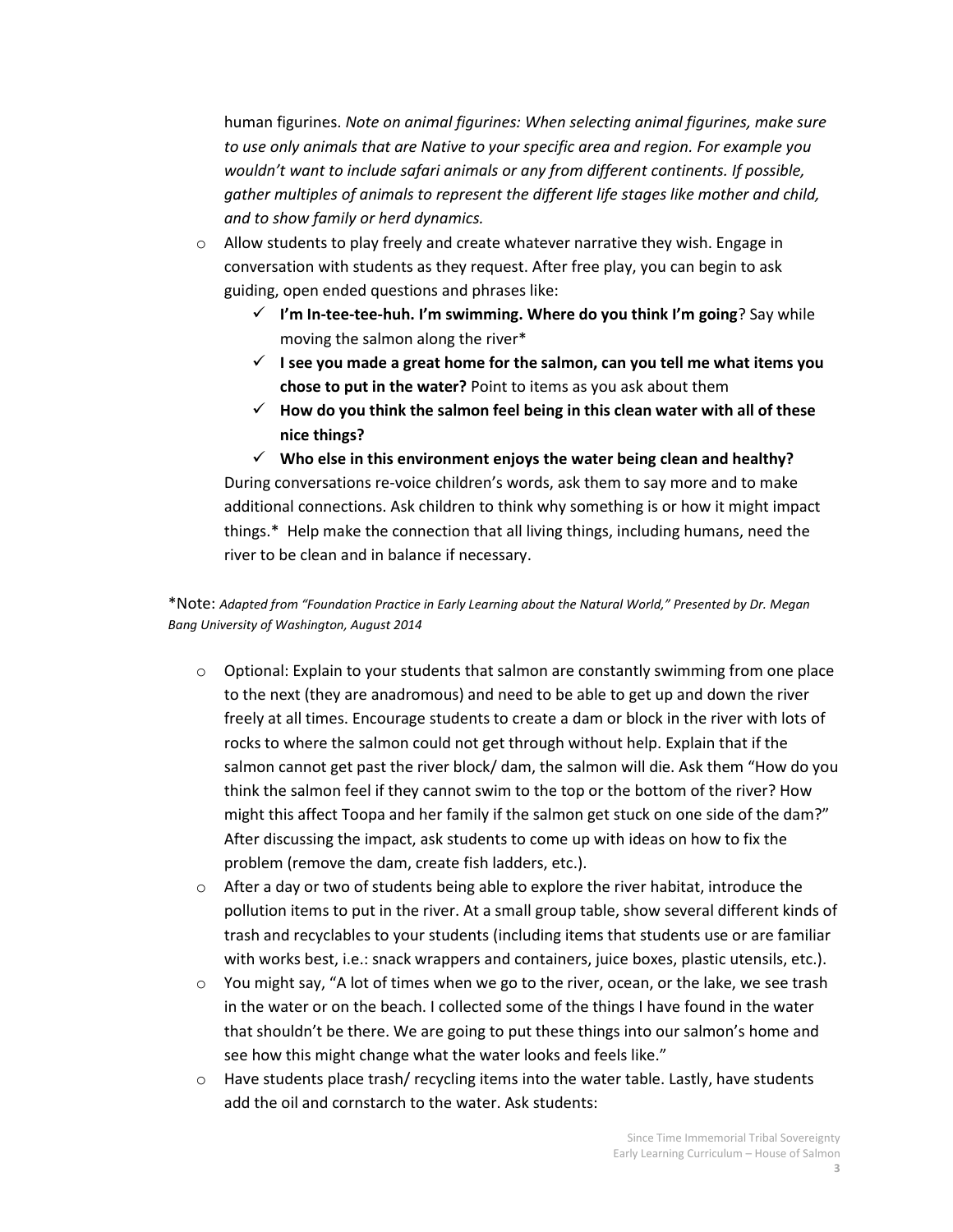human figurines. *Note on animal figurines: When selecting animal figurines, make sure to use only animals that are Native to your specific area and region. For example you wouldn't want to include safari animals or any from different continents. If possible, gather multiples of animals to represent the different life stages like mother and child, and to show family or herd dynamics.*

- Allow students to play freely and create whatever narrative they wish. Engage in conversation with students as they request. After free play, you can begin to ask guiding, open ended questions and phrases like:
  - ✓ **I'm In-tee-tee-huh. I'm swimming. Where do you think I'm going**? Say while moving the salmon along the river*
  - ✓ **I see you made a great home for the salmon, can you tell me what items you chose to put in the water?** Point to items as you ask about them
  - ✓ **How do you think the salmon feel being in this clean water with all of these nice things?**
  - ✓ **Who else in this environment enjoys the water being clean and healthy?**

  During conversations re-voice children's words, ask them to say more and to make additional connections. Ask children to think why something is or how it might impact things.* Help make the connection that all living things, including humans, need the river to be clean and in balance if necessary.

*Note: *Adapted from "Foundation Practice in Early Learning about the Natural World," Presented by Dr. Megan Bang University of Washington, August 2014*

- Optional: Explain to your students that salmon are constantly swimming from one place to the next (they are anadromous) and need to be able to get up and down the river freely at all times. Encourage students to create a dam or block in the river with lots of rocks to where the salmon could not get through without help. Explain that if the salmon cannot get past the river block/ dam, the salmon will die. Ask them "How do you think the salmon feel if they cannot swim to the top or the bottom of the river? How might this affect Toopa and her family if the salmon get stuck on one side of the dam?" After discussing the impact, ask students to come up with ideas on how to fix the problem (remove the dam, create fish ladders, etc.).
- After a day or two of students being able to explore the river habitat, introduce the pollution items to put in the river. At a small group table, show several different kinds of trash and recyclables to your students (including items that students use or are familiar with works best, i.e.: snack wrappers and containers, juice boxes, plastic utensils, etc.).
- You might say, "A lot of times when we go to the river, ocean, or the lake, we see trash in the water or on the beach. I collected some of the things I have found in the water that shouldn't be there. We are going to put these things into our salmon's home and see how this might change what the water looks and feels like."
- Have students place trash/ recycling items into the water table. Lastly, have students add the oil and cornstarch to the water. Ask students: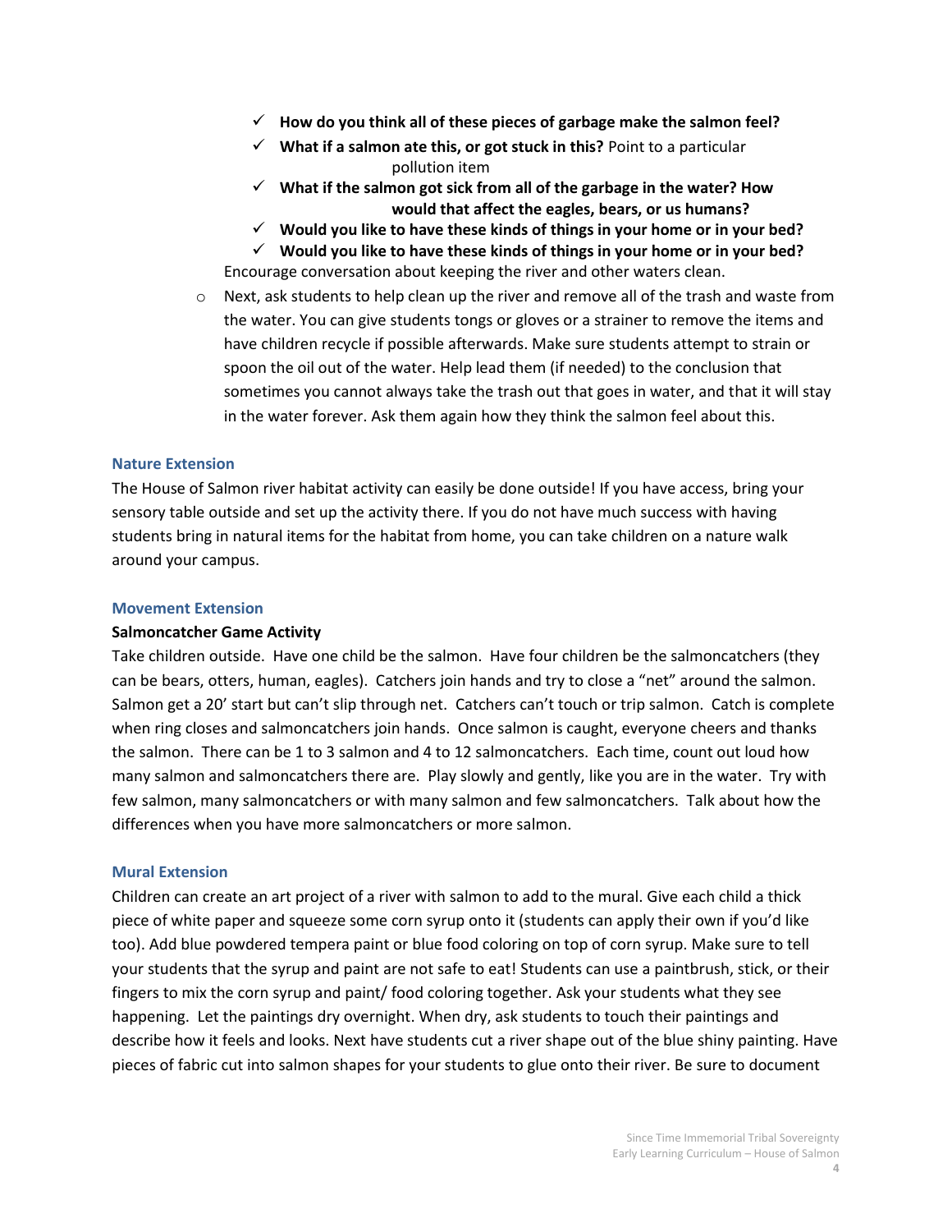- ✓ **How do you think all of these pieces of garbage make the salmon feel?**
  - ✓ **What if a salmon ate this, or got stuck in this?** Point to a particular pollution item
  - ✓ **What if the salmon got sick from all of the garbage in the water? How would that affect the eagles, bears, or us humans?**
  - ✓ **Would you like to have these kinds of things in your home or in your bed?**
  - ✓ **Would you like to have these kinds of things in your home or in your bed?**

  Encourage conversation about keeping the river and other waters clean.

- Next, ask students to help clean up the river and remove all of the trash and waste from the water. You can give students tongs or gloves or a strainer to remove the items and have children recycle if possible afterwards. Make sure students attempt to strain or spoon the oil out of the water. Help lead them (if needed) to the conclusion that sometimes you cannot always take the trash out that goes in water, and that it will stay in the water forever. Ask them again how they think the salmon feel about this.

### Nature Extension

The House of Salmon river habitat activity can easily be done outside! If you have access, bring your sensory table outside and set up the activity there. If you do not have much success with having students bring in natural items for the habitat from home, you can take children on a nature walk around your campus.

### Movement Extension

**Salmoncatcher Game Activity**

Take children outside. Have one child be the salmon. Have four children be the salmoncatchers (they can be bears, otters, human, eagles). Catchers join hands and try to close a "net" around the salmon. Salmon get a 20' start but can't slip through net. Catchers can't touch or trip salmon. Catch is complete when ring closes and salmoncatchers join hands. Once salmon is caught, everyone cheers and thanks the salmon. There can be 1 to 3 salmon and 4 to 12 salmoncatchers. Each time, count out loud how many salmon and salmoncatchers there are. Play slowly and gently, like you are in the water. Try with few salmon, many salmoncatchers or with many salmon and few salmoncatchers. Talk about how the differences when you have more salmoncatchers or more salmon.

### Mural Extension

Children can create an art project of a river with salmon to add to the mural. Give each child a thick piece of white paper and squeeze some corn syrup onto it (students can apply their own if you'd like too). Add blue powdered tempera paint or blue food coloring on top of corn syrup. Make sure to tell your students that the syrup and paint are not safe to eat! Students can use a paintbrush, stick, or their fingers to mix the corn syrup and paint/ food coloring together. Ask your students what they see happening. Let the paintings dry overnight. When dry, ask students to touch their paintings and describe how it feels and looks. Next have students cut a river shape out of the blue shiny painting. Have pieces of fabric cut into salmon shapes for your students to glue onto their river. Be sure to document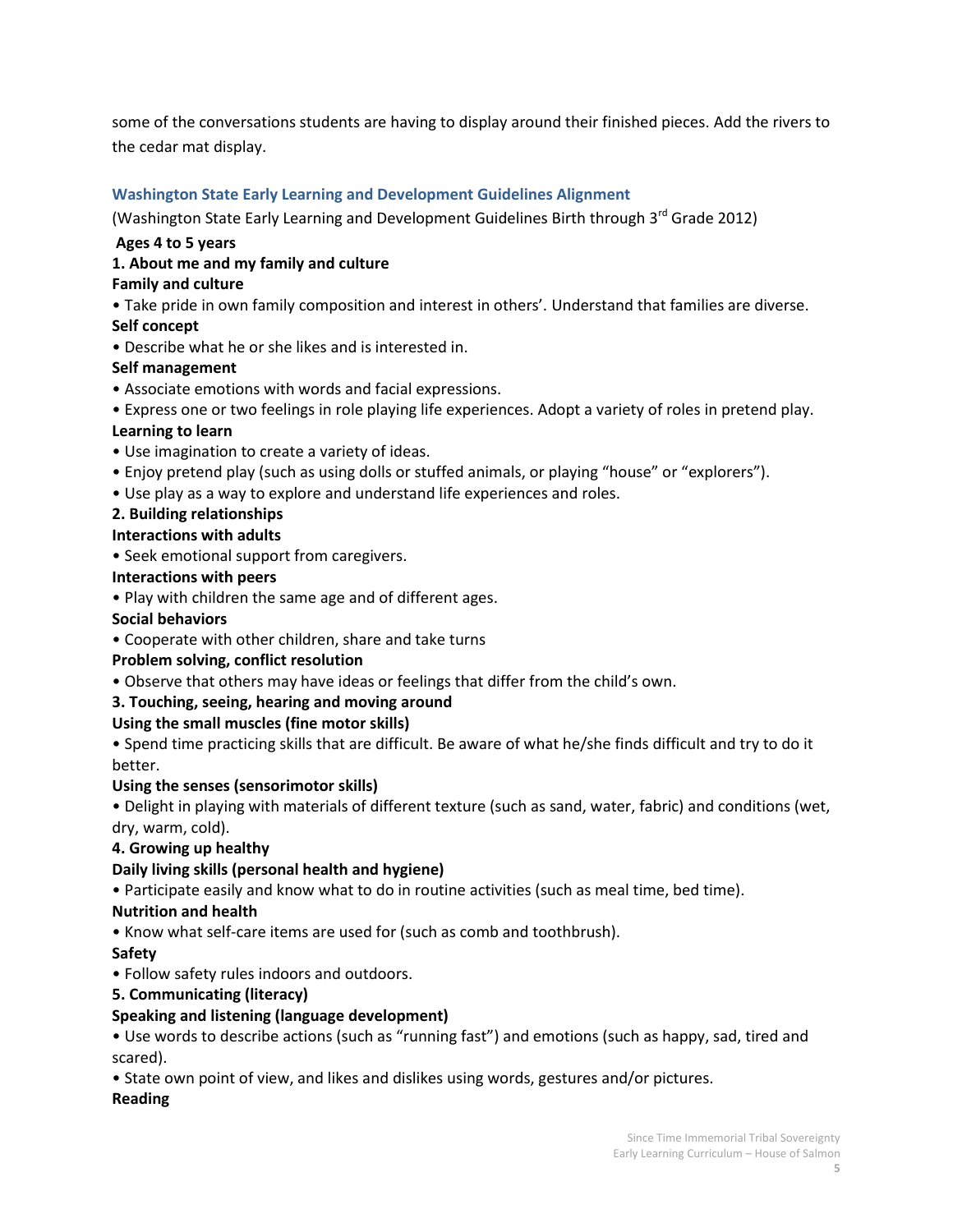some of the conversations students are having to display around their finished pieces. Add the rivers to the cedar mat display.

### Washington State Early Learning and Development Guidelines Alignment

(Washington State Early Learning and Development Guidelines Birth through 3rd Grade 2012)

**Ages 4 to 5 years**

**1. About me and my family and culture**

**Family and culture**

• Take pride in own family composition and interest in others'. Understand that families are diverse.

**Self concept**

• Describe what he or she likes and is interested in.

**Self management**

• Associate emotions with words and facial expressions.
• Express one or two feelings in role playing life experiences. Adopt a variety of roles in pretend play.

**Learning to learn**

• Use imagination to create a variety of ideas.
• Enjoy pretend play (such as using dolls or stuffed animals, or playing "house" or "explorers").
• Use play as a way to explore and understand life experiences and roles.

**2. Building relationships**

**Interactions with adults**

• Seek emotional support from caregivers.

**Interactions with peers**

• Play with children the same age and of different ages.

**Social behaviors**

• Cooperate with other children, share and take turns

**Problem solving, conflict resolution**

• Observe that others may have ideas or feelings that differ from the child's own.

**3. Touching, seeing, hearing and moving around**

**Using the small muscles (fine motor skills)**

• Spend time practicing skills that are difficult. Be aware of what he/she finds difficult and try to do it better.

**Using the senses (sensorimotor skills)**

• Delight in playing with materials of different texture (such as sand, water, fabric) and conditions (wet, dry, warm, cold).

**4. Growing up healthy**

**Daily living skills (personal health and hygiene)**

• Participate easily and know what to do in routine activities (such as meal time, bed time).

**Nutrition and health**

• Know what self-care items are used for (such as comb and toothbrush).

**Safety**

• Follow safety rules indoors and outdoors.

**5. Communicating (literacy)**

**Speaking and listening (language development)**

• Use words to describe actions (such as "running fast") and emotions (such as happy, sad, tired and scared).
• State own point of view, and likes and dislikes using words, gestures and/or pictures.

**Reading**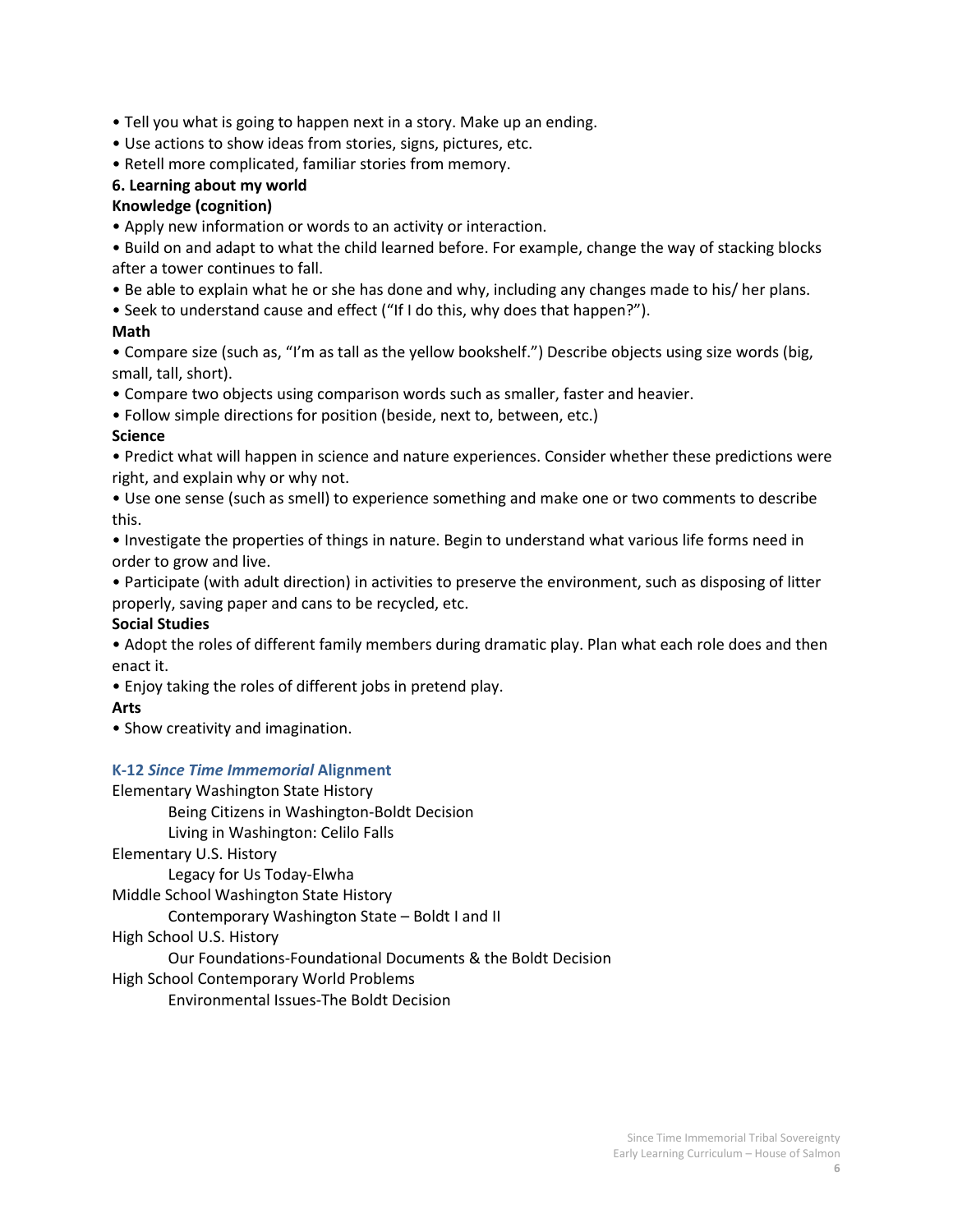- Tell you what is going to happen next in a story. Make up an ending.
- Use actions to show ideas from stories, signs, pictures, etc.
- Retell more complicated, familiar stories from memory.

**6. Learning about my world**

**Knowledge (cognition)**

- Apply new information or words to an activity or interaction.
- Build on and adapt to what the child learned before. For example, change the way of stacking blocks after a tower continues to fall.
- Be able to explain what he or she has done and why, including any changes made to his/ her plans.
- Seek to understand cause and effect ("If I do this, why does that happen?").

**Math**

- Compare size (such as, "I'm as tall as the yellow bookshelf.") Describe objects using size words (big, small, tall, short).
- Compare two objects using comparison words such as smaller, faster and heavier.
- Follow simple directions for position (beside, next to, between, etc.)

**Science**

- Predict what will happen in science and nature experiences. Consider whether these predictions were right, and explain why or why not.
- Use one sense (such as smell) to experience something and make one or two comments to describe this.
- Investigate the properties of things in nature. Begin to understand what various life forms need in order to grow and live.
- Participate (with adult direction) in activities to preserve the environment, such as disposing of litter properly, saving paper and cans to be recycled, etc.

**Social Studies**

- Adopt the roles of different family members during dramatic play. Plan what each role does and then enact it.
- Enjoy taking the roles of different jobs in pretend play.

**Arts**

- Show creativity and imagination.

### K-12 *Since Time Immemorial* Alignment

Elementary Washington State History

- Being Citizens in Washington-Boldt Decision
- Living in Washington: Celilo Falls

Elementary U.S. History

- Legacy for Us Today-Elwha

Middle School Washington State History

- Contemporary Washington State – Boldt I and II

High School U.S. History

- Our Foundations-Foundational Documents & the Boldt Decision

High School Contemporary World Problems

- Environmental Issues-The Boldt Decision